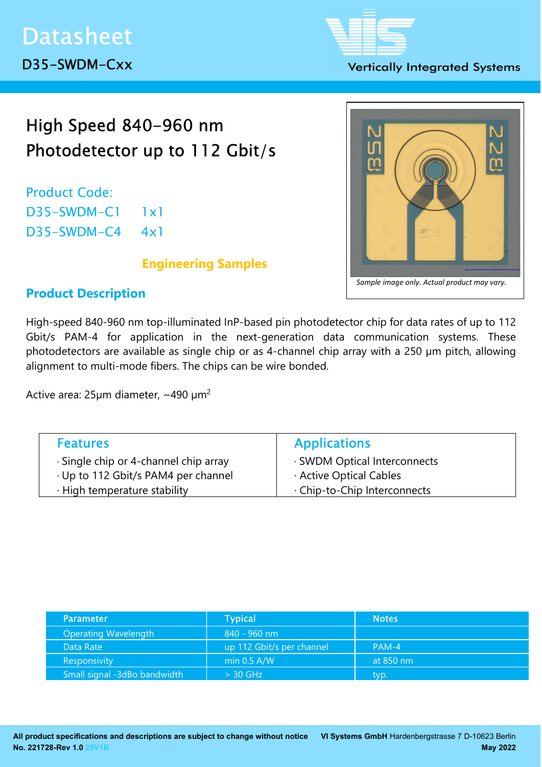# Datasheet

D35-SWDM-Cxx

Vertically Integrated Systems

## High Speed 840-960 nm Photodetector up to 112 Gbit/s

Product Code:

D35-SWDM-C1 1x1

D35-SWDM-C4 4x1

**Engineering Samples**

*Sample image only. Actual product may vary.*

## Product Description

High-speed 840-960 nm top-illuminated InP-based pin photodetector chip for data rates of up to 112 Gbit/s PAM-4 for application in the next-generation data communication systems. These photodetectors are available as single chip or as 4-channel chip array with a 250 µm pitch, allowing alignment to multi-mode fibers. The chips can be wire bonded.

Active area: 25µm diameter, ~490 µm$^2$

| Features | Applications |
|---|---|
| · Single chip or 4-channel chip array<br>· Up to 112 Gbit/s PAM4 per channel<br>· High temperature stability | · SWDM Optical Interconnects<br>· Active Optical Cables<br>· Chip-to-Chip Interconnects |

| Parameter | Typical | Notes |
|---|---|---|
| Operating Wavelength | 840 - 960 nm | |
| Data Rate | up 112 Gbit/s per channel | PAM-4 |
| Responsivity | min 0.5 A/W | at 850 nm |
| Small signal -3dBo bandwidth | > 30 GHz | typ. |

**All product specifications and descriptions are subject to change without notice**
**No. 221728-Rev 1.0** 25V1B

**VI Systems GmbH** Hardenbergstrasse 7 D-10623 Berlin
**May 2022**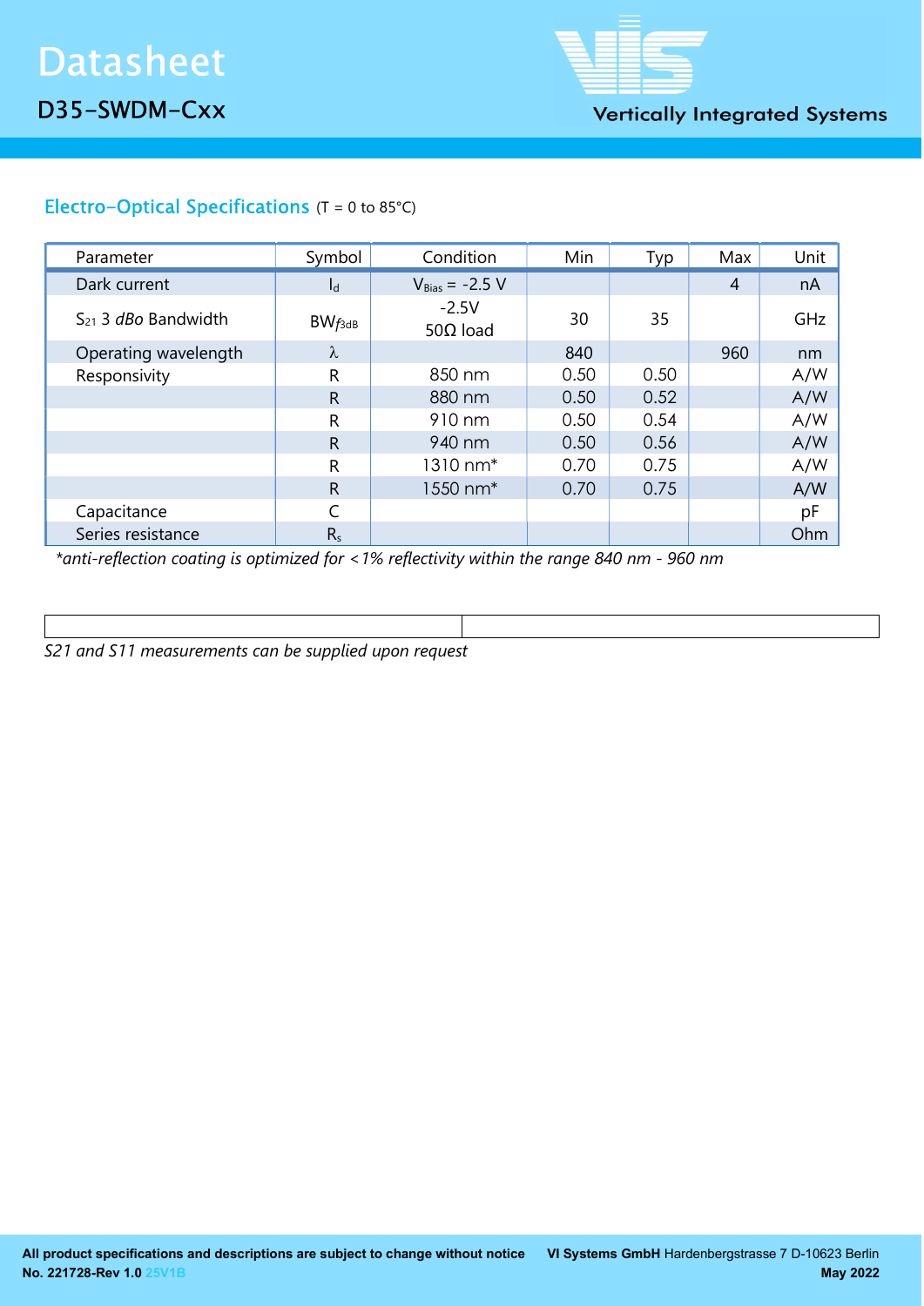## Electro-Optical Specifications (T = 0 to 85°C)

| Parameter | Symbol | Condition | Min | Typ | Max | Unit |
|---|---|---|---|---|---|---|
| Dark current | $I_d$ | $V_{Bias}$ = -2.5 V | | | 4 | nA |
| $S_{21}$ 3 *dBo* Bandwidth | $BW_{f3dB}$ | -2.5V 50Ω load | 30 | 35 | | GHz |
| Operating wavelength | λ | | 840 | | 960 | nm |
| Responsivity | R | 850 nm | 0.50 | 0.50 | | A/W |
| | R | 880 nm | 0.50 | 0.52 | | A/W |
| | R | 910 nm | 0.50 | 0.54 | | A/W |
| | R | 940 nm | 0.50 | 0.56 | | A/W |
| | R | 1310 nm* | 0.70 | 0.75 | | A/W |
| | R | 1550 nm* | 0.70 | 0.75 | | A/W |
| Capacitance | C | | | | | pF |
| Series resistance | $R_s$ | | | | | Ohm |

*\*anti-reflection coating is optimized for <1% reflectivity within the range 840 nm - 960 nm*

| | |
|---|---|

*S21 and S11 measurements can be supplied upon request*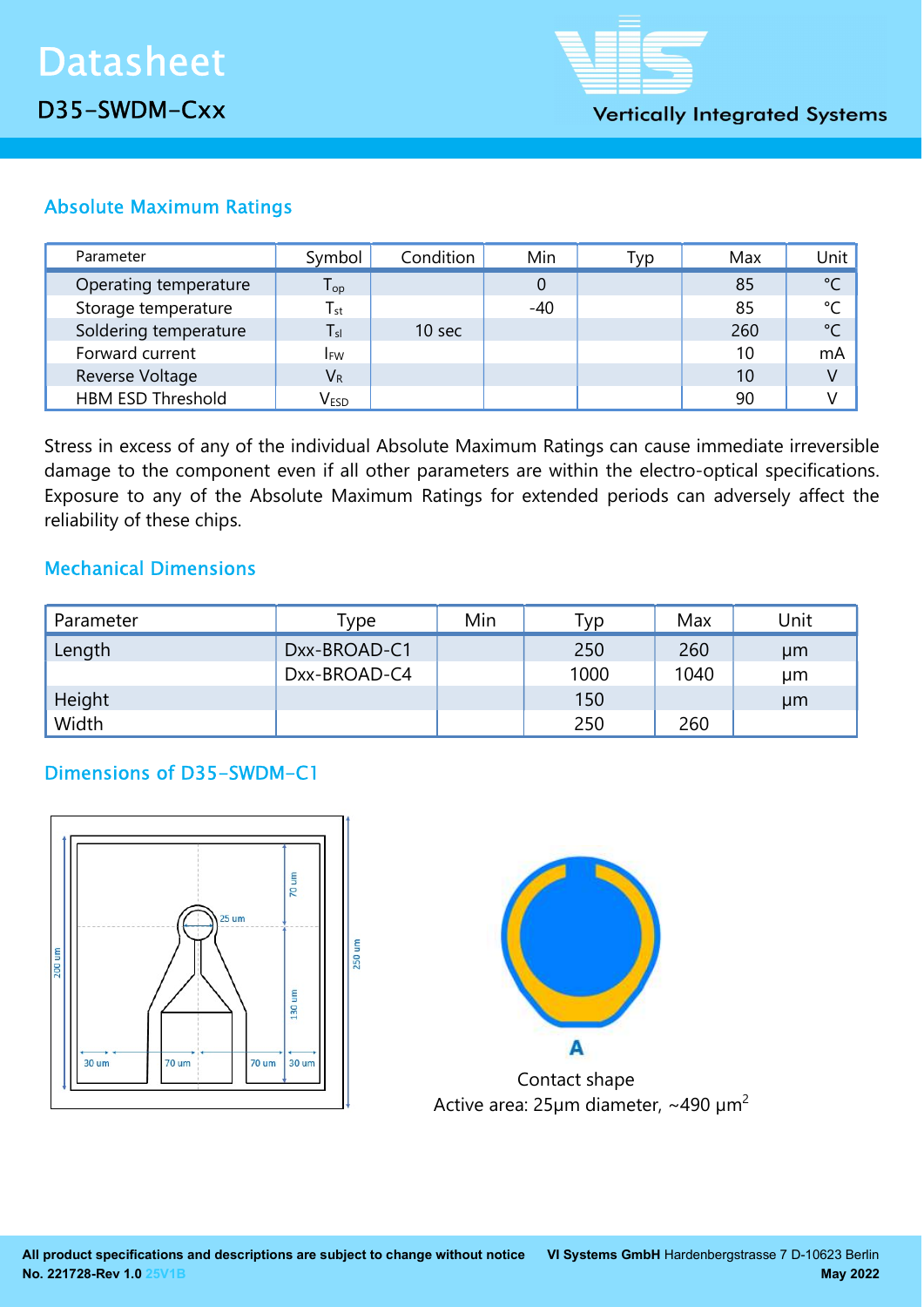## Absolute Maximum Ratings

| Parameter | Symbol | Condition | Min | Typ | Max | Unit |
|---|---|---|---|---|---|---|
| Operating temperature | $T_{op}$ | | 0 | | 85 | °C |
| Storage temperature | $T_{st}$ | | -40 | | 85 | °C |
| Soldering temperature | $T_{sl}$ | 10 sec | | | 260 | °C |
| Forward current | $I_{FW}$ | | | | 10 | mA |
| Reverse Voltage | $V_R$ | | | | 10 | V |
| HBM ESD Threshold | $V_{ESD}$ | | | | 90 | V |

Stress in excess of any of the individual Absolute Maximum Ratings can cause immediate irreversible damage to the component even if all other parameters are within the electro-optical specifications. Exposure to any of the Absolute Maximum Ratings for extended periods can adversely affect the reliability of these chips.

## Mechanical Dimensions

| Parameter | Type | Min | Typ | Max | Unit |
|---|---|---|---|---|---|
| Length | Dxx-BROAD-C1 | | 250 | 260 | µm |
| | Dxx-BROAD-C4 | | 1000 | 1040 | µm |
| Height | | | 150 | | µm |
| Width | | | 250 | 260 | |

## Dimensions of D35-SWDM-C1

Contact shape

Active area: 25µm diameter, ~490 µm$^2$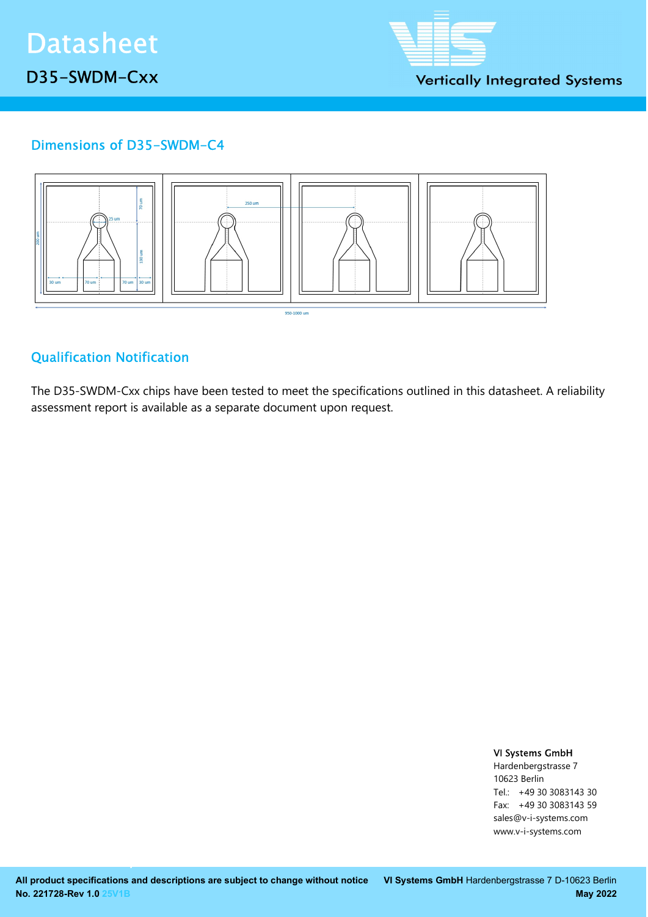## Dimensions of D35-SWDM-C4

200 um
70 um
25 um
130 um
30 um
70 um
70 um
30 um
250 um
950-1000 um

## Qualification Notification

The D35-SWDM-Cxx chips have been tested to meet the specifications outlined in this datasheet. A reliability assessment report is available as a separate document upon request.

**VI Systems GmbH**
Hardenbergstrasse 7
10623 Berlin
Tel.: +49 30 3083143 30
Fax: +49 30 3083143 59
sales@v-i-systems.com
www.v-i-systems.com

**All product specifications and descriptions are subject to change without notice**
**No. 221728-Rev 1.0** 25V1B

**VI Systems GmbH** Hardenbergstrasse 7 D-10623 Berlin
**May 2022**